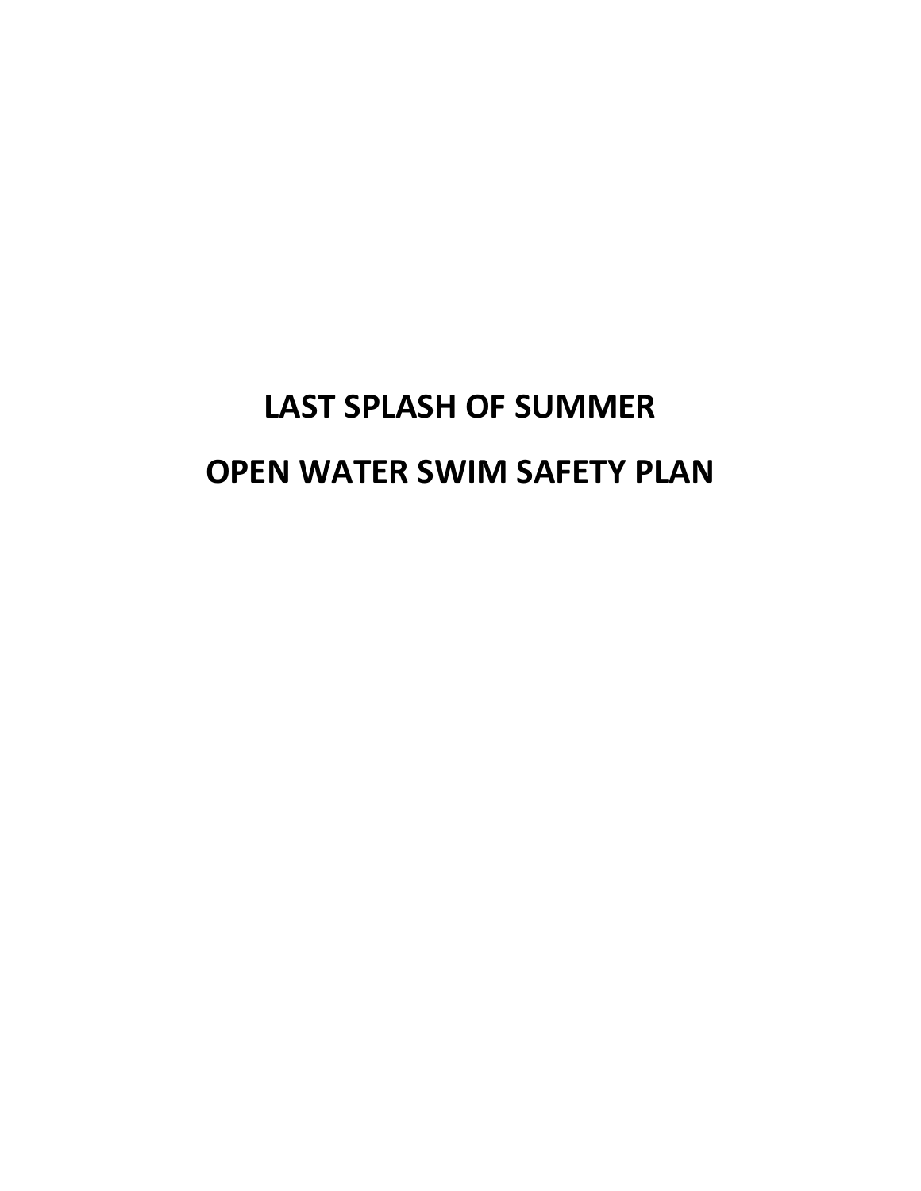# LAST SPLASH OF SUMMER

# OPEN WATER SWIM SAFETY PLAN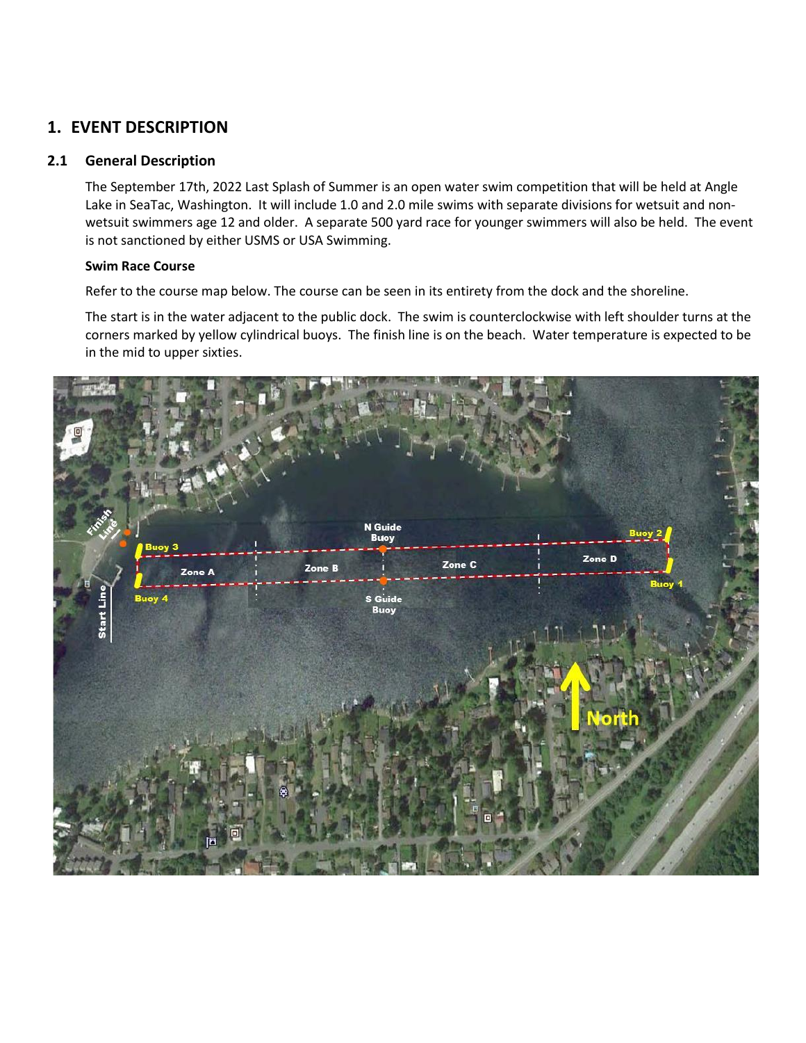# 1. EVENT DESCRIPTION

## 2.1 General Description

The September 17th, 2022 Last Splash of Summer is an open water swim competition that will be held at Angle Lake in SeaTac, Washington. It will include 1.0 and 2.0 mile swims with separate divisions for wetsuit and non-wetsuit swimmers age 12 and older. A separate 500 yard race for younger swimmers will also be held. The event is not sanctioned by either USMS or USA Swimming.

**Swim Race Course**

Refer to the course map below. The course can be seen in its entirety from the dock and the shoreline.

The start is in the water adjacent to the public dock. The swim is counterclockwise with left shoulder turns at the corners marked by yellow cylindrical buoys. The finish line is on the beach. Water temperature is expected to be in the mid to upper sixties.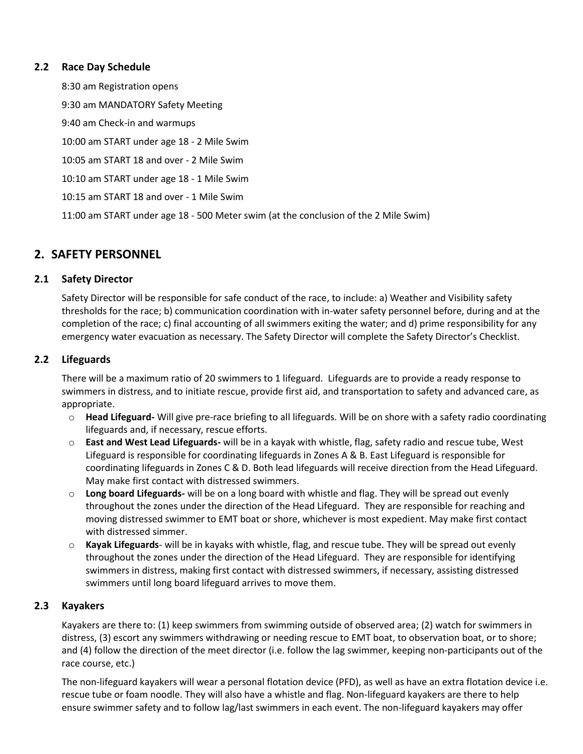### 2.2 Race Day Schedule

8:30 am Registration opens

9:30 am MANDATORY Safety Meeting

9:40 am Check-in and warmups

10:00 am START under age 18 - 2 Mile Swim

10:05 am START 18 and over - 2 Mile Swim

10:10 am START under age 18 - 1 Mile Swim

10:15 am START 18 and over - 1 Mile Swim

11:00 am START under age 18 - 500 Meter swim (at the conclusion of the 2 Mile Swim)

## 2. SAFETY PERSONNEL

### 2.1 Safety Director

Safety Director will be responsible for safe conduct of the race, to include: a) Weather and Visibility safety thresholds for the race; b) communication coordination with in-water safety personnel before, during and at the completion of the race; c) final accounting of all swimmers exiting the water; and d) prime responsibility for any emergency water evacuation as necessary. The Safety Director will complete the Safety Director's Checklist.

### 2.2 Lifeguards

There will be a maximum ratio of 20 swimmers to 1 lifeguard. Lifeguards are to provide a ready response to swimmers in distress, and to initiate rescue, provide first aid, and transportation to safety and advanced care, as appropriate.

- **Head Lifeguard-** Will give pre-race briefing to all lifeguards. Will be on shore with a safety radio coordinating lifeguards and, if necessary, rescue efforts.
- **East and West Lead Lifeguards-** will be in a kayak with whistle, flag, safety radio and rescue tube, West Lifeguard is responsible for coordinating lifeguards in Zones A & B. East Lifeguard is responsible for coordinating lifeguards in Zones C & D. Both lead lifeguards will receive direction from the Head Lifeguard. May make first contact with distressed swimmers.
- **Long board Lifeguards-** will be on a long board with whistle and flag. They will be spread out evenly throughout the zones under the direction of the Head Lifeguard. They are responsible for reaching and moving distressed swimmer to EMT boat or shore, whichever is most expedient. May make first contact with distressed simmer.
- **Kayak Lifeguards**- will be in kayaks with whistle, flag, and rescue tube. They will be spread out evenly throughout the zones under the direction of the Head Lifeguard. They are responsible for identifying swimmers in distress, making first contact with distressed swimmers, if necessary, assisting distressed swimmers until long board lifeguard arrives to move them.

### 2.3 Kayakers

Kayakers are there to: (1) keep swimmers from swimming outside of observed area; (2) watch for swimmers in distress, (3) escort any swimmers withdrawing or needing rescue to EMT boat, to observation boat, or to shore; and (4) follow the direction of the meet director (i.e. follow the lag swimmer, keeping non-participants out of the race course, etc.)

The non-lifeguard kayakers will wear a personal flotation device (PFD), as well as have an extra flotation device i.e. rescue tube or foam noodle. They will also have a whistle and flag. Non-lifeguard kayakers are there to help ensure swimmer safety and to follow lag/last swimmers in each event. The non-lifeguard kayakers may offer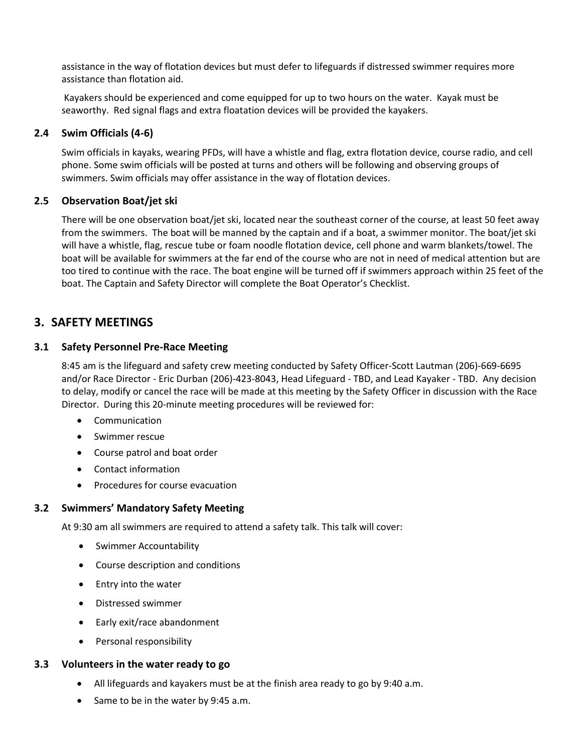assistance in the way of flotation devices but must defer to lifeguards if distressed swimmer requires more assistance than flotation aid.

Kayakers should be experienced and come equipped for up to two hours on the water. Kayak must be seaworthy. Red signal flags and extra floatation devices will be provided the kayakers.

### 2.4 Swim Officials (4-6)

Swim officials in kayaks, wearing PFDs, will have a whistle and flag, extra flotation device, course radio, and cell phone. Some swim officials will be posted at turns and others will be following and observing groups of swimmers. Swim officials may offer assistance in the way of flotation devices.

### 2.5 Observation Boat/jet ski

There will be one observation boat/jet ski, located near the southeast corner of the course, at least 50 feet away from the swimmers. The boat will be manned by the captain and if a boat, a swimmer monitor. The boat/jet ski will have a whistle, flag, rescue tube or foam noodle flotation device, cell phone and warm blankets/towel. The boat will be available for swimmers at the far end of the course who are not in need of medical attention but are too tired to continue with the race. The boat engine will be turned off if swimmers approach within 25 feet of the boat. The Captain and Safety Director will complete the Boat Operator's Checklist.

## 3. SAFETY MEETINGS

### 3.1 Safety Personnel Pre-Race Meeting

8:45 am is the lifeguard and safety crew meeting conducted by Safety Officer-Scott Lautman (206)-669-6695 and/or Race Director - Eric Durban (206)-423-8043, Head Lifeguard - TBD, and Lead Kayaker - TBD. Any decision to delay, modify or cancel the race will be made at this meeting by the Safety Officer in discussion with the Race Director. During this 20-minute meeting procedures will be reviewed for:

- Communication
- Swimmer rescue
- Course patrol and boat order
- Contact information
- Procedures for course evacuation

### 3.2 Swimmers' Mandatory Safety Meeting

At 9:30 am all swimmers are required to attend a safety talk. This talk will cover:

- Swimmer Accountability
- Course description and conditions
- Entry into the water
- Distressed swimmer
- Early exit/race abandonment
- Personal responsibility

### 3.3 Volunteers in the water ready to go

- All lifeguards and kayakers must be at the finish area ready to go by 9:40 a.m.
- Same to be in the water by 9:45 a.m.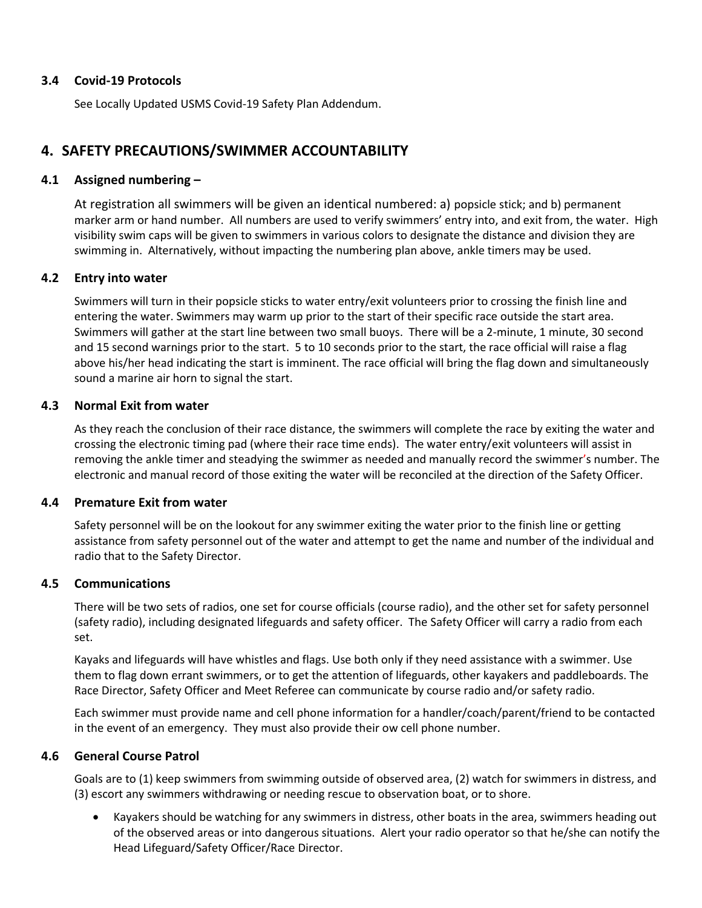### 3.4 Covid-19 Protocols

See Locally Updated USMS Covid-19 Safety Plan Addendum.

## 4. SAFETY PRECAUTIONS/SWIMMER ACCOUNTABILITY

### 4.1 Assigned numbering –

At registration all swimmers will be given an identical numbered: a) popsicle stick; and b) permanent marker arm or hand number. All numbers are used to verify swimmers' entry into, and exit from, the water. High visibility swim caps will be given to swimmers in various colors to designate the distance and division they are swimming in. Alternatively, without impacting the numbering plan above, ankle timers may be used.

### 4.2 Entry into water

Swimmers will turn in their popsicle sticks to water entry/exit volunteers prior to crossing the finish line and entering the water. Swimmers may warm up prior to the start of their specific race outside the start area. Swimmers will gather at the start line between two small buoys. There will be a 2-minute, 1 minute, 30 second and 15 second warnings prior to the start. 5 to 10 seconds prior to the start, the race official will raise a flag above his/her head indicating the start is imminent. The race official will bring the flag down and simultaneously sound a marine air horn to signal the start.

### 4.3 Normal Exit from water

As they reach the conclusion of their race distance, the swimmers will complete the race by exiting the water and crossing the electronic timing pad (where their race time ends). The water entry/exit volunteers will assist in removing the ankle timer and steadying the swimmer as needed and manually record the swimmer's number. The electronic and manual record of those exiting the water will be reconciled at the direction of the Safety Officer.

### 4.4 Premature Exit from water

Safety personnel will be on the lookout for any swimmer exiting the water prior to the finish line or getting assistance from safety personnel out of the water and attempt to get the name and number of the individual and radio that to the Safety Director.

### 4.5 Communications

There will be two sets of radios, one set for course officials (course radio), and the other set for safety personnel (safety radio), including designated lifeguards and safety officer. The Safety Officer will carry a radio from each set.

Kayaks and lifeguards will have whistles and flags. Use both only if they need assistance with a swimmer. Use them to flag down errant swimmers, or to get the attention of lifeguards, other kayakers and paddleboards. The Race Director, Safety Officer and Meet Referee can communicate by course radio and/or safety radio.

Each swimmer must provide name and cell phone information for a handler/coach/parent/friend to be contacted in the event of an emergency. They must also provide their ow cell phone number.

### 4.6 General Course Patrol

Goals are to (1) keep swimmers from swimming outside of observed area, (2) watch for swimmers in distress, and (3) escort any swimmers withdrawing or needing rescue to observation boat, or to shore.

- Kayakers should be watching for any swimmers in distress, other boats in the area, swimmers heading out of the observed areas or into dangerous situations. Alert your radio operator so that he/she can notify the Head Lifeguard/Safety Officer/Race Director.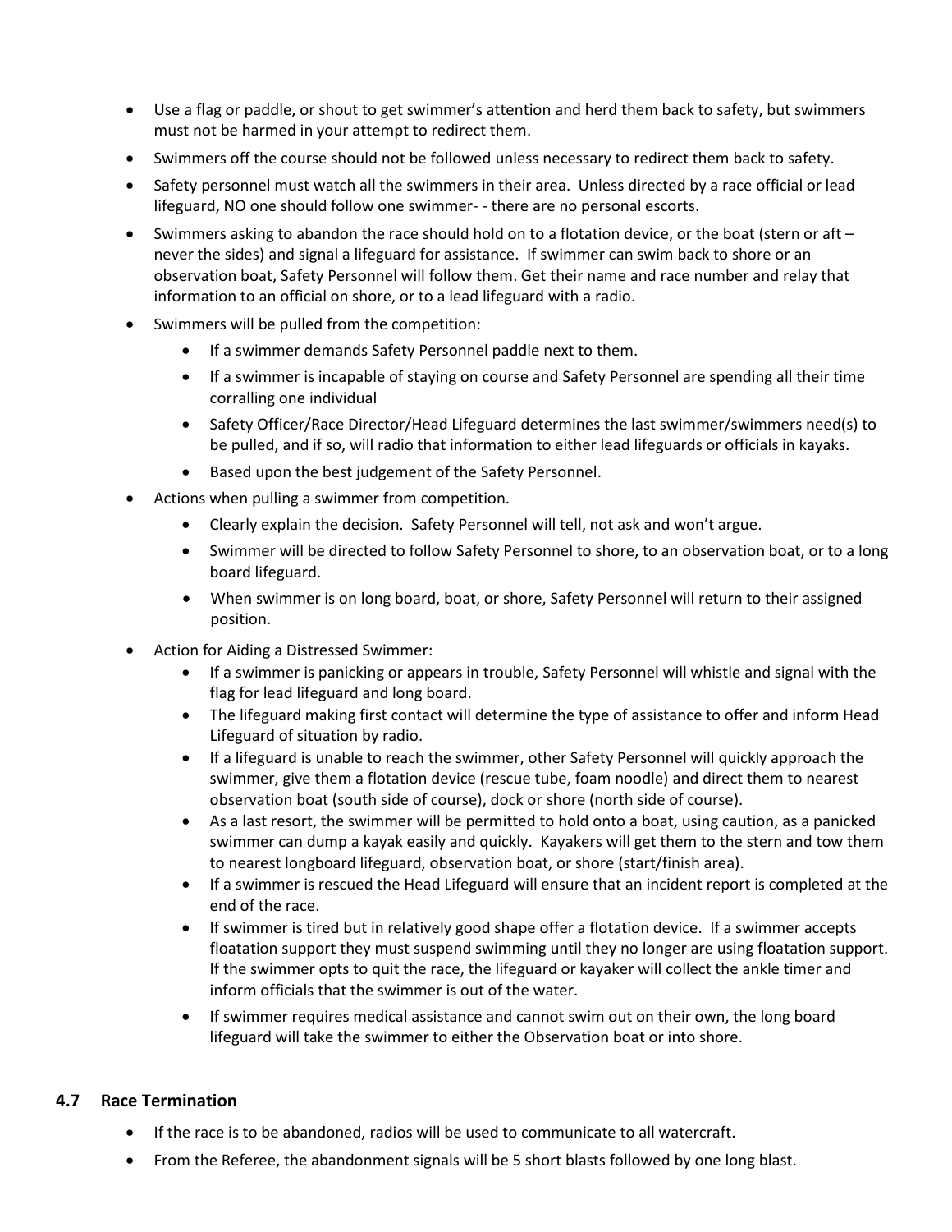- Use a flag or paddle, or shout to get swimmer's attention and herd them back to safety, but swimmers must not be harmed in your attempt to redirect them.
- Swimmers off the course should not be followed unless necessary to redirect them back to safety.
- Safety personnel must watch all the swimmers in their area. Unless directed by a race official or lead lifeguard, NO one should follow one swimmer- - there are no personal escorts.
- Swimmers asking to abandon the race should hold on to a flotation device, or the boat (stern or aft – never the sides) and signal a lifeguard for assistance. If swimmer can swim back to shore or an observation boat, Safety Personnel will follow them. Get their name and race number and relay that information to an official on shore, or to a lead lifeguard with a radio.
- Swimmers will be pulled from the competition:
  - If a swimmer demands Safety Personnel paddle next to them.
  - If a swimmer is incapable of staying on course and Safety Personnel are spending all their time corralling one individual
  - Safety Officer/Race Director/Head Lifeguard determines the last swimmer/swimmers need(s) to be pulled, and if so, will radio that information to either lead lifeguards or officials in kayaks.
  - Based upon the best judgement of the Safety Personnel.
- Actions when pulling a swimmer from competition.
  - Clearly explain the decision. Safety Personnel will tell, not ask and won't argue.
  - Swimmer will be directed to follow Safety Personnel to shore, to an observation boat, or to a long board lifeguard.
  - When swimmer is on long board, boat, or shore, Safety Personnel will return to their assigned position.
- Action for Aiding a Distressed Swimmer:
  - If a swimmer is panicking or appears in trouble, Safety Personnel will whistle and signal with the flag for lead lifeguard and long board.
  - The lifeguard making first contact will determine the type of assistance to offer and inform Head Lifeguard of situation by radio.
  - If a lifeguard is unable to reach the swimmer, other Safety Personnel will quickly approach the swimmer, give them a flotation device (rescue tube, foam noodle) and direct them to nearest observation boat (south side of course), dock or shore (north side of course).
  - As a last resort, the swimmer will be permitted to hold onto a boat, using caution, as a panicked swimmer can dump a kayak easily and quickly. Kayakers will get them to the stern and tow them to nearest longboard lifeguard, observation boat, or shore (start/finish area).
  - If a swimmer is rescued the Head Lifeguard will ensure that an incident report is completed at the end of the race.
  - If swimmer is tired but in relatively good shape offer a flotation device. If a swimmer accepts floatation support they must suspend swimming until they no longer are using floatation support. If the swimmer opts to quit the race, the lifeguard or kayaker will collect the ankle timer and inform officials that the swimmer is out of the water.
  - If swimmer requires medical assistance and cannot swim out on their own, the long board lifeguard will take the swimmer to either the Observation boat or into shore.

### 4.7 Race Termination

- If the race is to be abandoned, radios will be used to communicate to all watercraft.
- From the Referee, the abandonment signals will be 5 short blasts followed by one long blast.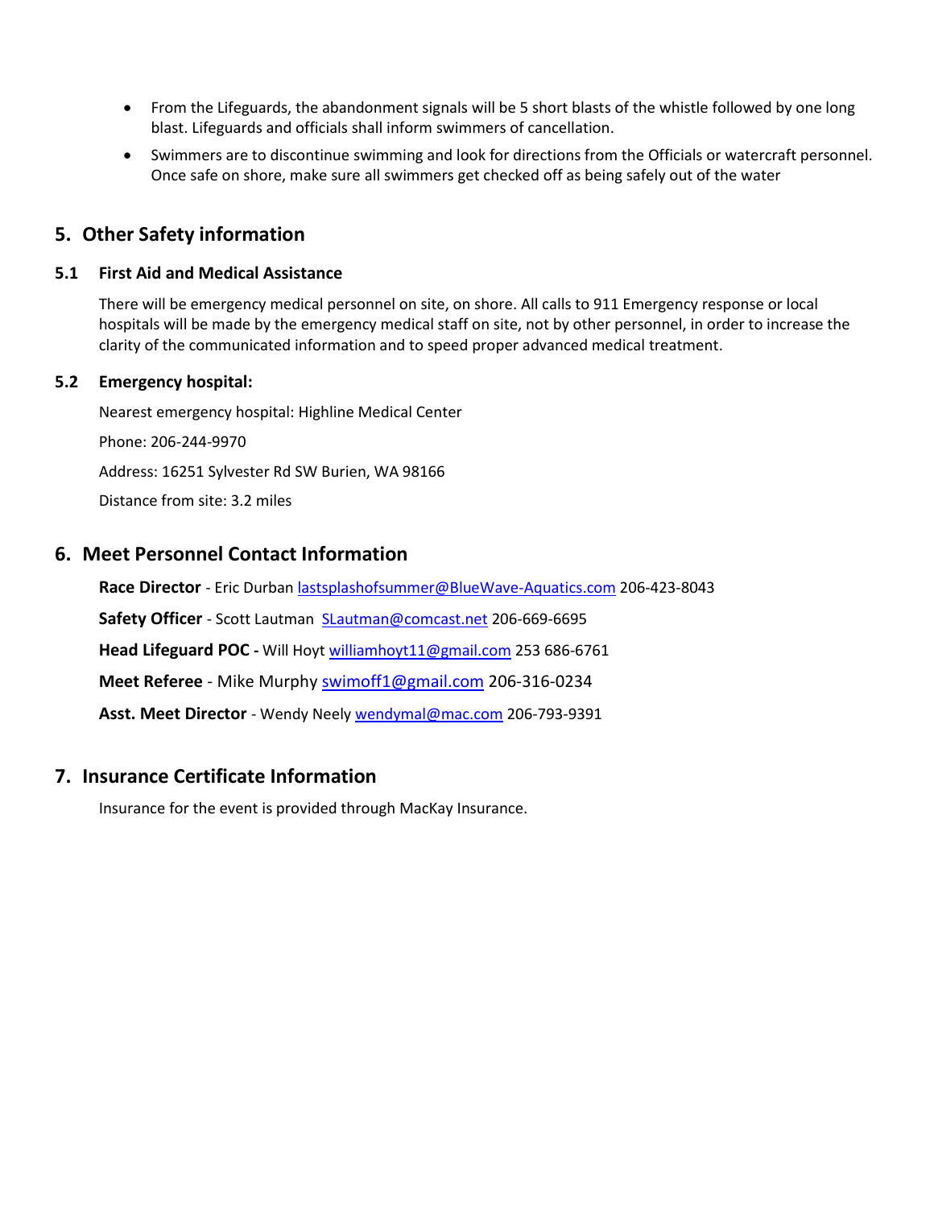- From the Lifeguards, the abandonment signals will be 5 short blasts of the whistle followed by one long blast. Lifeguards and officials shall inform swimmers of cancellation.
- Swimmers are to discontinue swimming and look for directions from the Officials or watercraft personnel. Once safe on shore, make sure all swimmers get checked off as being safely out of the water

## 5. Other Safety information

### 5.1 First Aid and Medical Assistance

There will be emergency medical personnel on site, on shore. All calls to 911 Emergency response or local hospitals will be made by the emergency medical staff on site, not by other personnel, in order to increase the clarity of the communicated information and to speed proper advanced medical treatment.

### 5.2 Emergency hospital:

Nearest emergency hospital: Highline Medical Center

Phone: 206-244-9970

Address: 16251 Sylvester Rd SW Burien, WA 98166

Distance from site: 3.2 miles

## 6. Meet Personnel Contact Information

**Race Director** - Eric Durban lastsplashofsummer@BlueWave-Aquatics.com 206-423-8043

**Safety Officer** - Scott Lautman SLautman@comcast.net 206-669-6695

**Head Lifeguard POC -** Will Hoyt williamhoyt11@gmail.com 253 686-6761

**Meet Referee** - Mike Murphy swimoff1@gmail.com 206-316-0234

**Asst. Meet Director** - Wendy Neely wendymal@mac.com 206-793-9391

## 7. Insurance Certificate Information

Insurance for the event is provided through MacKay Insurance.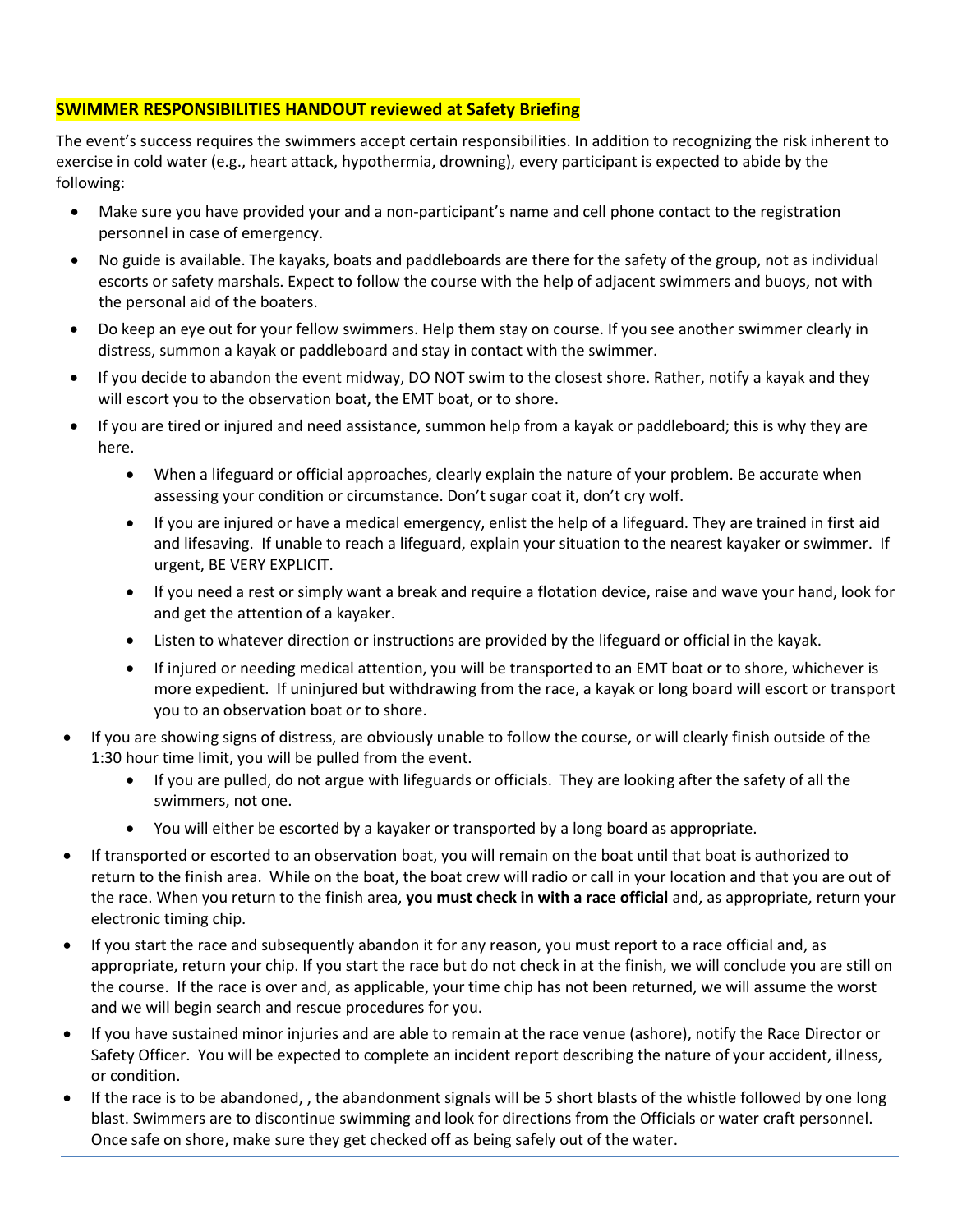**SWIMMER RESPONSIBILITIES HANDOUT reviewed at Safety Briefing**

The event's success requires the swimmers accept certain responsibilities. In addition to recognizing the risk inherent to exercise in cold water (e.g., heart attack, hypothermia, drowning), every participant is expected to abide by the following:

- Make sure you have provided your and a non-participant's name and cell phone contact to the registration personnel in case of emergency.
- No guide is available. The kayaks, boats and paddleboards are there for the safety of the group, not as individual escorts or safety marshals. Expect to follow the course with the help of adjacent swimmers and buoys, not with the personal aid of the boaters.
- Do keep an eye out for your fellow swimmers. Help them stay on course. If you see another swimmer clearly in distress, summon a kayak or paddleboard and stay in contact with the swimmer.
- If you decide to abandon the event midway, DO NOT swim to the closest shore. Rather, notify a kayak and they will escort you to the observation boat, the EMT boat, or to shore.
- If you are tired or injured and need assistance, summon help from a kayak or paddleboard; this is why they are here.
    - When a lifeguard or official approaches, clearly explain the nature of your problem. Be accurate when assessing your condition or circumstance. Don't sugar coat it, don't cry wolf.
    - If you are injured or have a medical emergency, enlist the help of a lifeguard. They are trained in first aid and lifesaving. If unable to reach a lifeguard, explain your situation to the nearest kayaker or swimmer. If urgent, BE VERY EXPLICIT.
    - If you need a rest or simply want a break and require a flotation device, raise and wave your hand, look for and get the attention of a kayaker.
    - Listen to whatever direction or instructions are provided by the lifeguard or official in the kayak.
    - If injured or needing medical attention, you will be transported to an EMT boat or to shore, whichever is more expedient. If uninjured but withdrawing from the race, a kayak or long board will escort or transport you to an observation boat or to shore.
- If you are showing signs of distress, are obviously unable to follow the course, or will clearly finish outside of the 1:30 hour time limit, you will be pulled from the event.
    - If you are pulled, do not argue with lifeguards or officials. They are looking after the safety of all the swimmers, not one.
    - You will either be escorted by a kayaker or transported by a long board as appropriate.
- If transported or escorted to an observation boat, you will remain on the boat until that boat is authorized to return to the finish area. While on the boat, the boat crew will radio or call in your location and that you are out of the race. When you return to the finish area, **you must check in with a race official** and, as appropriate, return your electronic timing chip.
- If you start the race and subsequently abandon it for any reason, you must report to a race official and, as appropriate, return your chip. If you start the race but do not check in at the finish, we will conclude you are still on the course. If the race is over and, as applicable, your time chip has not been returned, we will assume the worst and we will begin search and rescue procedures for you.
- If you have sustained minor injuries and are able to remain at the race venue (ashore), notify the Race Director or Safety Officer. You will be expected to complete an incident report describing the nature of your accident, illness, or condition.
- If the race is to be abandoned, , the abandonment signals will be 5 short blasts of the whistle followed by one long blast. Swimmers are to discontinue swimming and look for directions from the Officials or water craft personnel. Once safe on shore, make sure they get checked off as being safely out of the water.